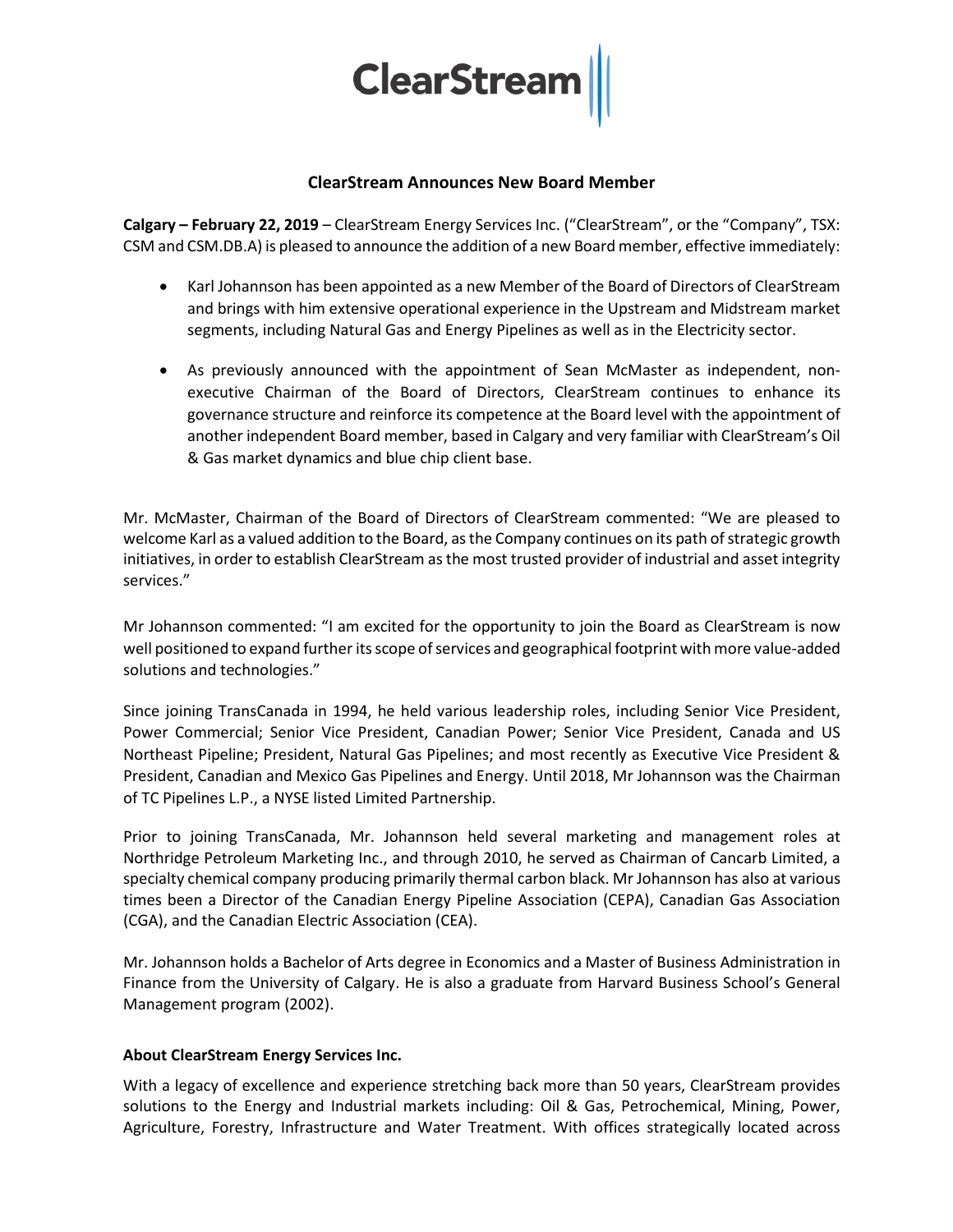ClearStream

## ClearStream Announces New Board Member

**Calgary – February 22, 2019** – ClearStream Energy Services Inc. ("ClearStream", or the "Company", TSX: CSM and CSM.DB.A) is pleased to announce the addition of a new Board member, effective immediately:

- Karl Johannson has been appointed as a new Member of the Board of Directors of ClearStream and brings with him extensive operational experience in the Upstream and Midstream market segments, including Natural Gas and Energy Pipelines as well as in the Electricity sector.
- As previously announced with the appointment of Sean McMaster as independent, non-executive Chairman of the Board of Directors, ClearStream continues to enhance its governance structure and reinforce its competence at the Board level with the appointment of another independent Board member, based in Calgary and very familiar with ClearStream's Oil & Gas market dynamics and blue chip client base.

Mr. McMaster, Chairman of the Board of Directors of ClearStream commented: "We are pleased to welcome Karl as a valued addition to the Board, as the Company continues on its path of strategic growth initiatives, in order to establish ClearStream as the most trusted provider of industrial and asset integrity services."

Mr Johannson commented: "I am excited for the opportunity to join the Board as ClearStream is now well positioned to expand further its scope of services and geographical footprint with more value-added solutions and technologies."

Since joining TransCanada in 1994, he held various leadership roles, including Senior Vice President, Power Commercial; Senior Vice President, Canadian Power; Senior Vice President, Canada and US Northeast Pipeline; President, Natural Gas Pipelines; and most recently as Executive Vice President & President, Canadian and Mexico Gas Pipelines and Energy. Until 2018, Mr Johannson was the Chairman of TC Pipelines L.P., a NYSE listed Limited Partnership.

Prior to joining TransCanada, Mr. Johannson held several marketing and management roles at Northridge Petroleum Marketing Inc., and through 2010, he served as Chairman of Cancarb Limited, a specialty chemical company producing primarily thermal carbon black. Mr Johannson has also at various times been a Director of the Canadian Energy Pipeline Association (CEPA), Canadian Gas Association (CGA), and the Canadian Electric Association (CEA).

Mr. Johannson holds a Bachelor of Arts degree in Economics and a Master of Business Administration in Finance from the University of Calgary. He is also a graduate from Harvard Business School's General Management program (2002).

### About ClearStream Energy Services Inc.

With a legacy of excellence and experience stretching back more than 50 years, ClearStream provides solutions to the Energy and Industrial markets including: Oil & Gas, Petrochemical, Mining, Power, Agriculture, Forestry, Infrastructure and Water Treatment. With offices strategically located across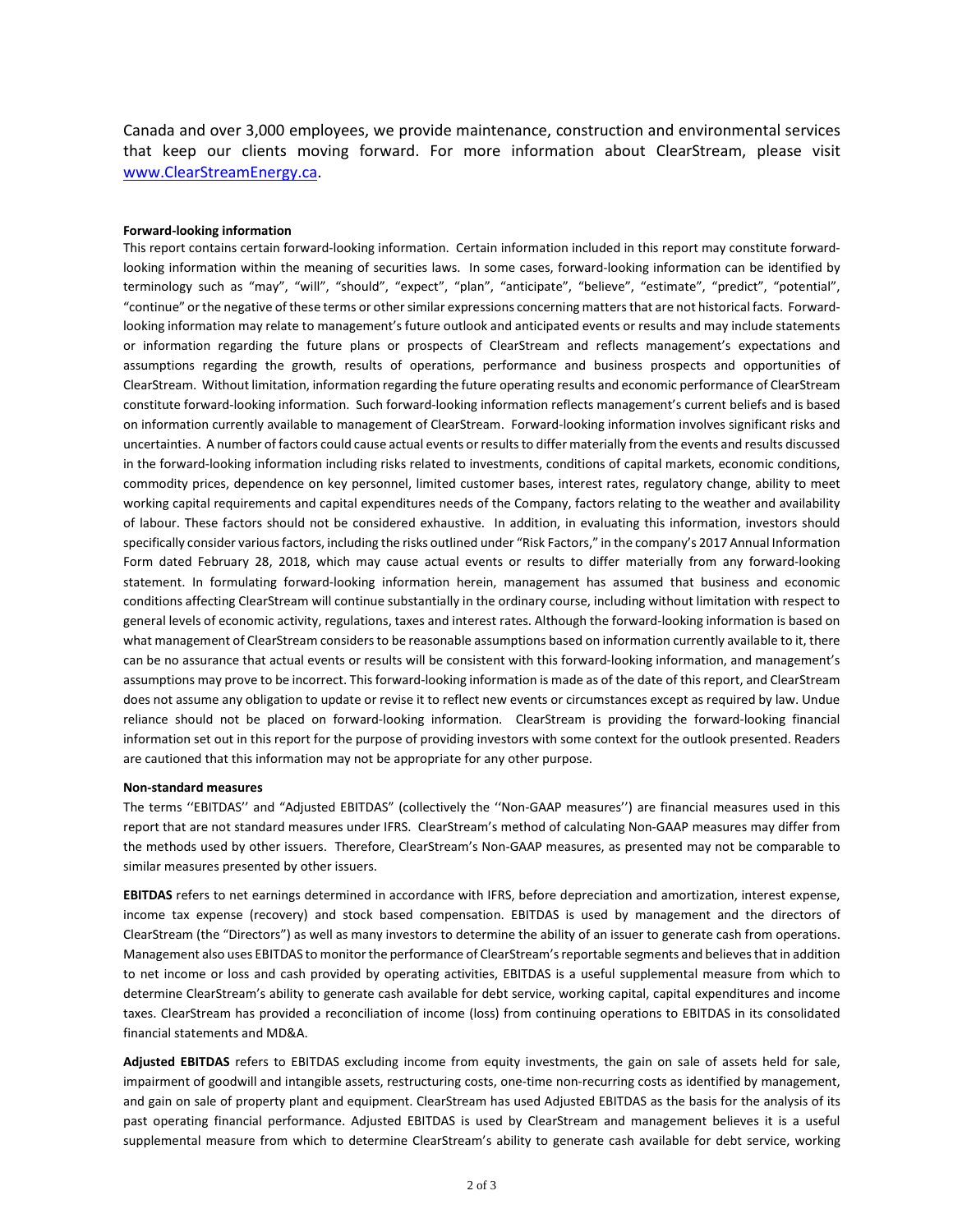Canada and over 3,000 employees, we provide maintenance, construction and environmental services that keep our clients moving forward. For more information about ClearStream, please visit [www.ClearStreamEnergy.ca](http://www.ClearStreamEnergy.ca).

**Forward-looking information**

This report contains certain forward-looking information. Certain information included in this report may constitute forward-looking information within the meaning of securities laws. In some cases, forward-looking information can be identified by terminology such as "may", "will", "should", "expect", "plan", "anticipate", "believe", "estimate", "predict", "potential", "continue" or the negative of these terms or other similar expressions concerning matters that are not historical facts. Forward-looking information may relate to management's future outlook and anticipated events or results and may include statements or information regarding the future plans or prospects of ClearStream and reflects management's expectations and assumptions regarding the growth, results of operations, performance and business prospects and opportunities of ClearStream. Without limitation, information regarding the future operating results and economic performance of ClearStream constitute forward-looking information. Such forward-looking information reflects management's current beliefs and is based on information currently available to management of ClearStream. Forward-looking information involves significant risks and uncertainties. A number of factors could cause actual events or results to differ materially from the events and results discussed in the forward-looking information including risks related to investments, conditions of capital markets, economic conditions, commodity prices, dependence on key personnel, limited customer bases, interest rates, regulatory change, ability to meet working capital requirements and capital expenditures needs of the Company, factors relating to the weather and availability of labour. These factors should not be considered exhaustive. In addition, in evaluating this information, investors should specifically consider various factors, including the risks outlined under "Risk Factors," in the company's 2017 Annual Information Form dated February 28, 2018, which may cause actual events or results to differ materially from any forward-looking statement. In formulating forward-looking information herein, management has assumed that business and economic conditions affecting ClearStream will continue substantially in the ordinary course, including without limitation with respect to general levels of economic activity, regulations, taxes and interest rates. Although the forward-looking information is based on what management of ClearStream considers to be reasonable assumptions based on information currently available to it, there can be no assurance that actual events or results will be consistent with this forward-looking information, and management's assumptions may prove to be incorrect. This forward-looking information is made as of the date of this report, and ClearStream does not assume any obligation to update or revise it to reflect new events or circumstances except as required by law. Undue reliance should not be placed on forward-looking information. ClearStream is providing the forward-looking financial information set out in this report for the purpose of providing investors with some context for the outlook presented. Readers are cautioned that this information may not be appropriate for any other purpose.

**Non-standard measures**

The terms ''EBITDAS'' and "Adjusted EBITDAS" (collectively the ''Non-GAAP measures'') are financial measures used in this report that are not standard measures under IFRS. ClearStream's method of calculating Non-GAAP measures may differ from the methods used by other issuers. Therefore, ClearStream's Non-GAAP measures, as presented may not be comparable to similar measures presented by other issuers.

**EBITDAS** refers to net earnings determined in accordance with IFRS, before depreciation and amortization, interest expense, income tax expense (recovery) and stock based compensation. EBITDAS is used by management and the directors of ClearStream (the "Directors") as well as many investors to determine the ability of an issuer to generate cash from operations. Management also uses EBITDAS to monitor the performance of ClearStream's reportable segments and believes that in addition to net income or loss and cash provided by operating activities, EBITDAS is a useful supplemental measure from which to determine ClearStream's ability to generate cash available for debt service, working capital, capital expenditures and income taxes. ClearStream has provided a reconciliation of income (loss) from continuing operations to EBITDAS in its consolidated financial statements and MD&A.

**Adjusted EBITDAS** refers to EBITDAS excluding income from equity investments, the gain on sale of assets held for sale, impairment of goodwill and intangible assets, restructuring costs, one-time non-recurring costs as identified by management, and gain on sale of property plant and equipment. ClearStream has used Adjusted EBITDAS as the basis for the analysis of its past operating financial performance. Adjusted EBITDAS is used by ClearStream and management believes it is a useful supplemental measure from which to determine ClearStream's ability to generate cash available for debt service, working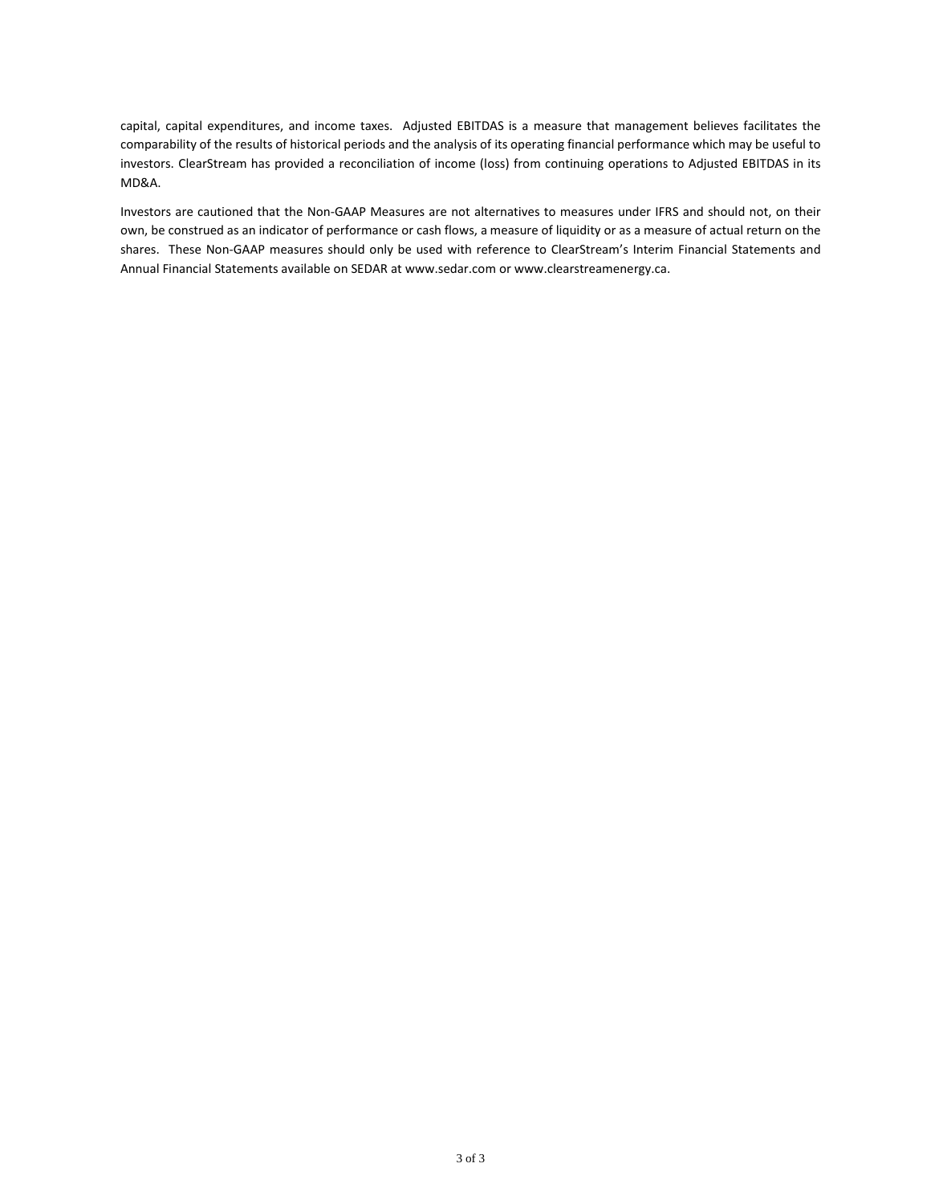capital, capital expenditures, and income taxes. Adjusted EBITDAS is a measure that management believes facilitates the comparability of the results of historical periods and the analysis of its operating financial performance which may be useful to investors. ClearStream has provided a reconciliation of income (loss) from continuing operations to Adjusted EBITDAS in its MD&A.

Investors are cautioned that the Non-GAAP Measures are not alternatives to measures under IFRS and should not, on their own, be construed as an indicator of performance or cash flows, a measure of liquidity or as a measure of actual return on the shares. These Non-GAAP measures should only be used with reference to ClearStream's Interim Financial Statements and Annual Financial Statements available on SEDAR at www.sedar.com or www.clearstreamenergy.ca.